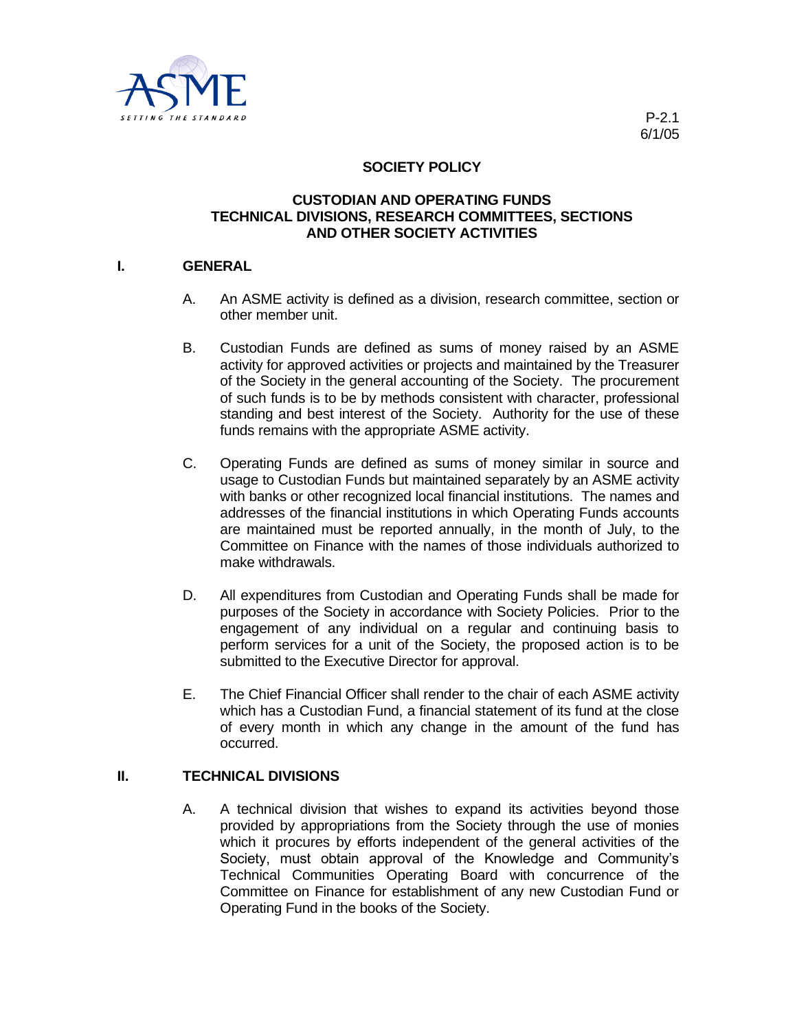P-2.1
6/1/05

# SOCIETY POLICY

## CUSTODIAN AND OPERATING FUNDS TECHNICAL DIVISIONS, RESEARCH COMMITTEES, SECTIONS AND OTHER SOCIETY ACTIVITIES

## I. GENERAL

A. An ASME activity is defined as a division, research committee, section or other member unit.

B. Custodian Funds are defined as sums of money raised by an ASME activity for approved activities or projects and maintained by the Treasurer of the Society in the general accounting of the Society. The procurement of such funds is to be by methods consistent with character, professional standing and best interest of the Society. Authority for the use of these funds remains with the appropriate ASME activity.

C. Operating Funds are defined as sums of money similar in source and usage to Custodian Funds but maintained separately by an ASME activity with banks or other recognized local financial institutions. The names and addresses of the financial institutions in which Operating Funds accounts are maintained must be reported annually, in the month of July, to the Committee on Finance with the names of those individuals authorized to make withdrawals.

D. All expenditures from Custodian and Operating Funds shall be made for purposes of the Society in accordance with Society Policies. Prior to the engagement of any individual on a regular and continuing basis to perform services for a unit of the Society, the proposed action is to be submitted to the Executive Director for approval.

E. The Chief Financial Officer shall render to the chair of each ASME activity which has a Custodian Fund, a financial statement of its fund at the close of every month in which any change in the amount of the fund has occurred.

## II. TECHNICAL DIVISIONS

A. A technical division that wishes to expand its activities beyond those provided by appropriations from the Society through the use of monies which it procures by efforts independent of the general activities of the Society, must obtain approval of the Knowledge and Community's Technical Communities Operating Board with concurrence of the Committee on Finance for establishment of any new Custodian Fund or Operating Fund in the books of the Society.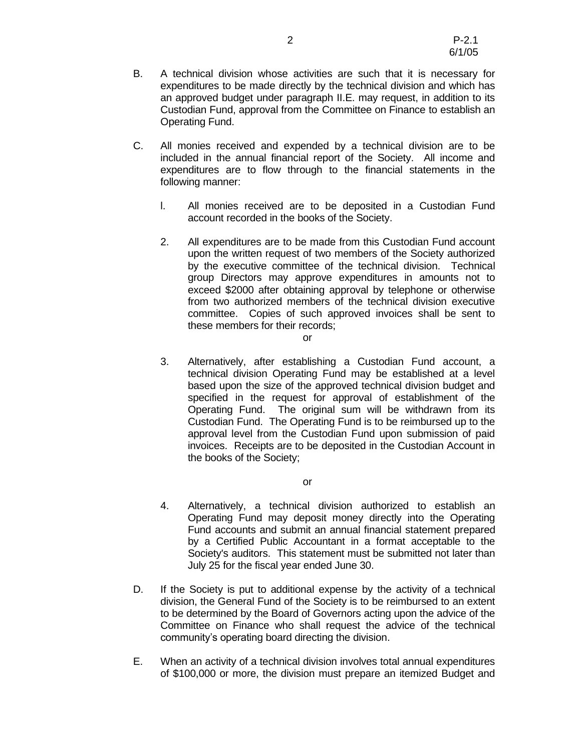B. A technical division whose activities are such that it is necessary for expenditures to be made directly by the technical division and which has an approved budget under paragraph II.E. may request, in addition to its Custodian Fund, approval from the Committee on Finance to establish an Operating Fund.

C. All monies received and expended by a technical division are to be included in the annual financial report of the Society. All income and expenditures are to flow through to the financial statements in the following manner:

   l. All monies received are to be deposited in a Custodian Fund account recorded in the books of the Society.

   2. All expenditures are to be made from this Custodian Fund account upon the written request of two members of the Society authorized by the executive committee of the technical division. Technical group Directors may approve expenditures in amounts not to exceed $2000 after obtaining approval by telephone or otherwise from two authorized members of the technical division executive committee. Copies of such approved invoices shall be sent to these members for their records;

   or

   3. Alternatively, after establishing a Custodian Fund account, a technical division Operating Fund may be established at a level based upon the size of the approved technical division budget and specified in the request for approval of establishment of the Operating Fund. The original sum will be withdrawn from its Custodian Fund. The Operating Fund is to be reimbursed up to the approval level from the Custodian Fund upon submission of paid invoices. Receipts are to be deposited in the Custodian Account in the books of the Society;

   or

   4. Alternatively, a technical division authorized to establish an Operating Fund may deposit money directly into the Operating Fund accounts and submit an annual financial statement prepared by a Certified Public Accountant in a format acceptable to the Society's auditors. This statement must be submitted not later than July 25 for the fiscal year ended June 30.

D. If the Society is put to additional expense by the activity of a technical division, the General Fund of the Society is to be reimbursed to an extent to be determined by the Board of Governors acting upon the advice of the Committee on Finance who shall request the advice of the technical community's operating board directing the division.

E. When an activity of a technical division involves total annual expenditures of $100,000 or more, the division must prepare an itemized Budget and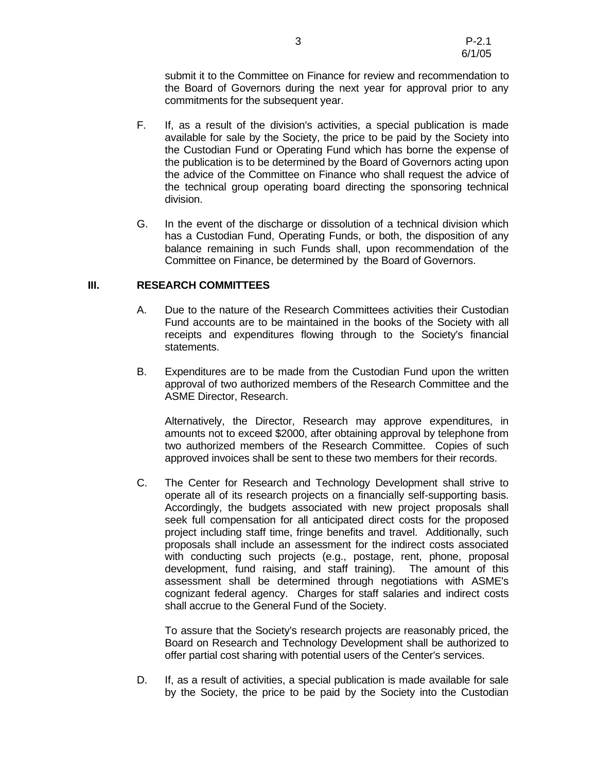submit it to the Committee on Finance for review and recommendation to the Board of Governors during the next year for approval prior to any commitments for the subsequent year.

F. If, as a result of the division's activities, a special publication is made available for sale by the Society, the price to be paid by the Society into the Custodian Fund or Operating Fund which has borne the expense of the publication is to be determined by the Board of Governors acting upon the advice of the Committee on Finance who shall request the advice of the technical group operating board directing the sponsoring technical division.

G. In the event of the discharge or dissolution of a technical division which has a Custodian Fund, Operating Funds, or both, the disposition of any balance remaining in such Funds shall, upon recommendation of the Committee on Finance, be determined by the Board of Governors.

## III. RESEARCH COMMITTEES

A. Due to the nature of the Research Committees activities their Custodian Fund accounts are to be maintained in the books of the Society with all receipts and expenditures flowing through to the Society's financial statements.

B. Expenditures are to be made from the Custodian Fund upon the written approval of two authorized members of the Research Committee and the ASME Director, Research.

Alternatively, the Director, Research may approve expenditures, in amounts not to exceed $2000, after obtaining approval by telephone from two authorized members of the Research Committee. Copies of such approved invoices shall be sent to these two members for their records.

C. The Center for Research and Technology Development shall strive to operate all of its research projects on a financially self-supporting basis. Accordingly, the budgets associated with new project proposals shall seek full compensation for all anticipated direct costs for the proposed project including staff time, fringe benefits and travel. Additionally, such proposals shall include an assessment for the indirect costs associated with conducting such projects (e.g., postage, rent, phone, proposal development, fund raising, and staff training). The amount of this assessment shall be determined through negotiations with ASME's cognizant federal agency. Charges for staff salaries and indirect costs shall accrue to the General Fund of the Society.

To assure that the Society's research projects are reasonably priced, the Board on Research and Technology Development shall be authorized to offer partial cost sharing with potential users of the Center's services.

D. If, as a result of activities, a special publication is made available for sale by the Society, the price to be paid by the Society into the Custodian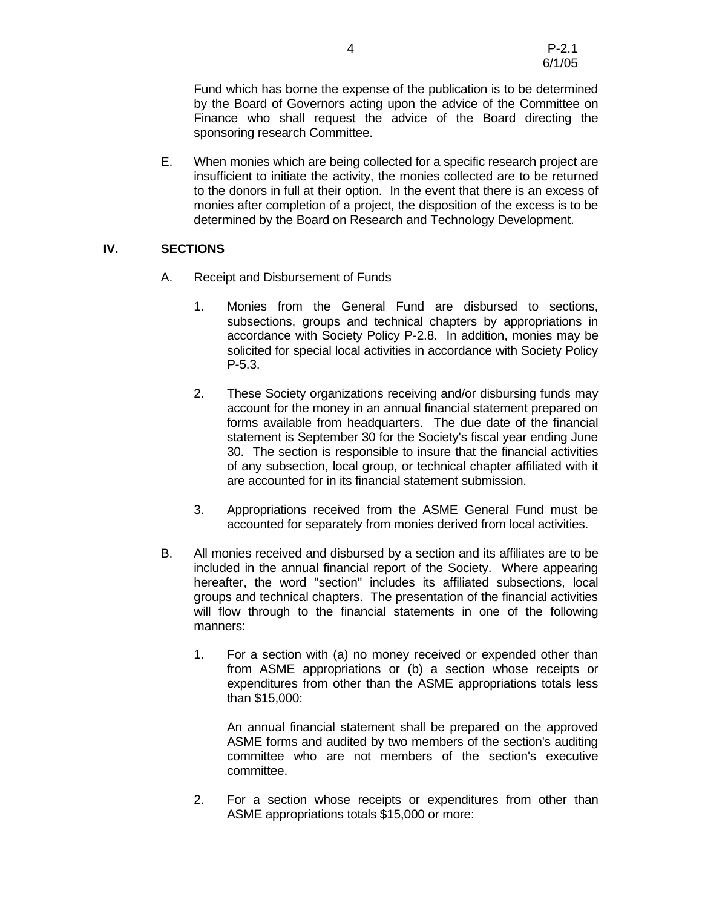Fund which has borne the expense of the publication is to be determined by the Board of Governors acting upon the advice of the Committee on Finance who shall request the advice of the Board directing the sponsoring research Committee.

E. When monies which are being collected for a specific research project are insufficient to initiate the activity, the monies collected are to be returned to the donors in full at their option. In the event that there is an excess of monies after completion of a project, the disposition of the excess is to be determined by the Board on Research and Technology Development.

## IV. SECTIONS

A. Receipt and Disbursement of Funds

1. Monies from the General Fund are disbursed to sections, subsections, groups and technical chapters by appropriations in accordance with Society Policy P-2.8. In addition, monies may be solicited for special local activities in accordance with Society Policy P-5.3.

2. These Society organizations receiving and/or disbursing funds may account for the money in an annual financial statement prepared on forms available from headquarters. The due date of the financial statement is September 30 for the Society's fiscal year ending June 30. The section is responsible to insure that the financial activities of any subsection, local group, or technical chapter affiliated with it are accounted for in its financial statement submission.

3. Appropriations received from the ASME General Fund must be accounted for separately from monies derived from local activities.

B. All monies received and disbursed by a section and its affiliates are to be included in the annual financial report of the Society. Where appearing hereafter, the word "section" includes its affiliated subsections, local groups and technical chapters. The presentation of the financial activities will flow through to the financial statements in one of the following manners:

1. For a section with (a) no money received or expended other than from ASME appropriations or (b) a section whose receipts or expenditures from other than the ASME appropriations totals less than $15,000:

   An annual financial statement shall be prepared on the approved ASME forms and audited by two members of the section's auditing committee who are not members of the section's executive committee.

2. For a section whose receipts or expenditures from other than ASME appropriations totals $15,000 or more: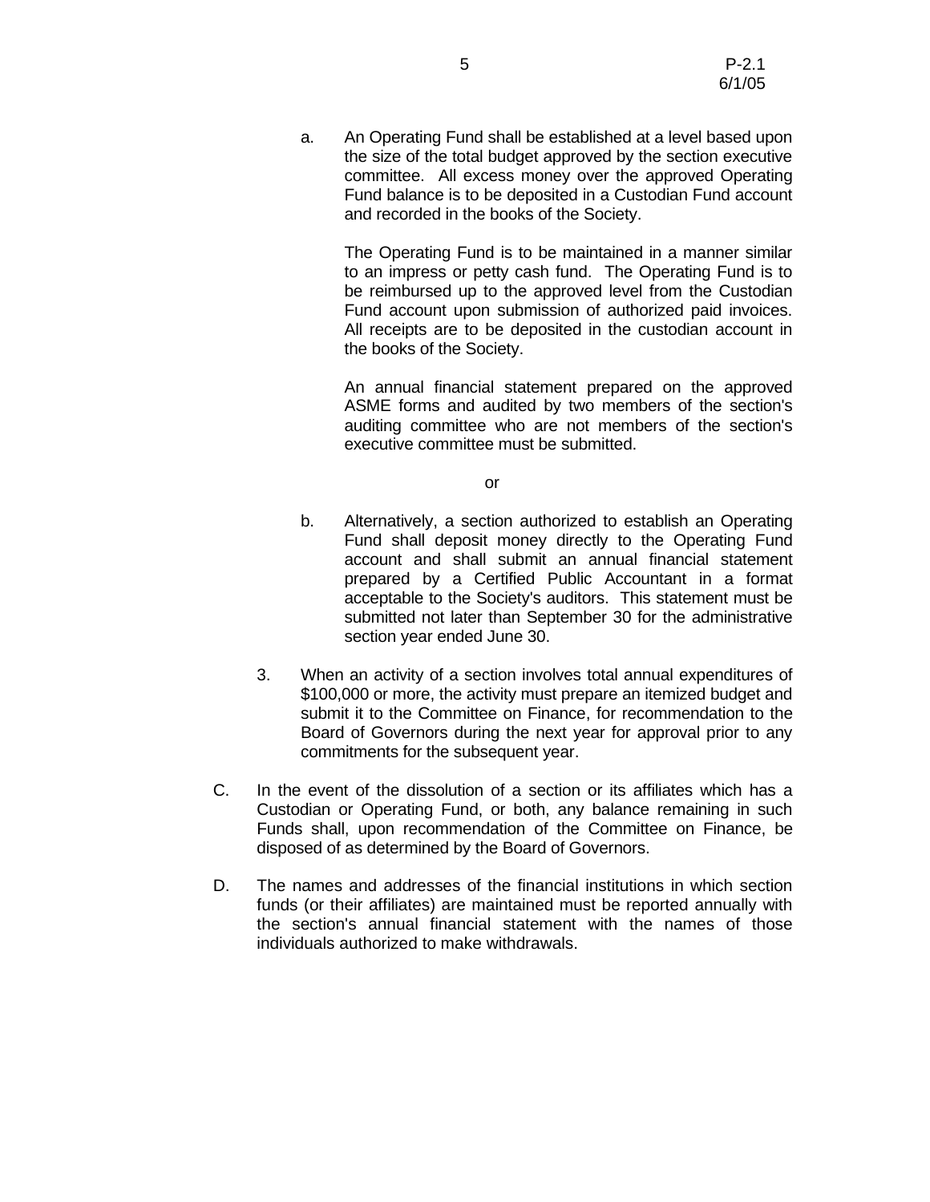a. An Operating Fund shall be established at a level based upon the size of the total budget approved by the section executive committee. All excess money over the approved Operating Fund balance is to be deposited in a Custodian Fund account and recorded in the books of the Society.

   The Operating Fund is to be maintained in a manner similar to an impress or petty cash fund. The Operating Fund is to be reimbursed up to the approved level from the Custodian Fund account upon submission of authorized paid invoices. All receipts are to be deposited in the custodian account in the books of the Society.

   An annual financial statement prepared on the approved ASME forms and audited by two members of the section's auditing committee who are not members of the section's executive committee must be submitted.

or

b. Alternatively, a section authorized to establish an Operating Fund shall deposit money directly to the Operating Fund account and shall submit an annual financial statement prepared by a Certified Public Accountant in a format acceptable to the Society's auditors. This statement must be submitted not later than September 30 for the administrative section year ended June 30.

3. When an activity of a section involves total annual expenditures of $100,000 or more, the activity must prepare an itemized budget and submit it to the Committee on Finance, for recommendation to the Board of Governors during the next year for approval prior to any commitments for the subsequent year.

C. In the event of the dissolution of a section or its affiliates which has a Custodian or Operating Fund, or both, any balance remaining in such Funds shall, upon recommendation of the Committee on Finance, be disposed of as determined by the Board of Governors.

D. The names and addresses of the financial institutions in which section funds (or their affiliates) are maintained must be reported annually with the section's annual financial statement with the names of those individuals authorized to make withdrawals.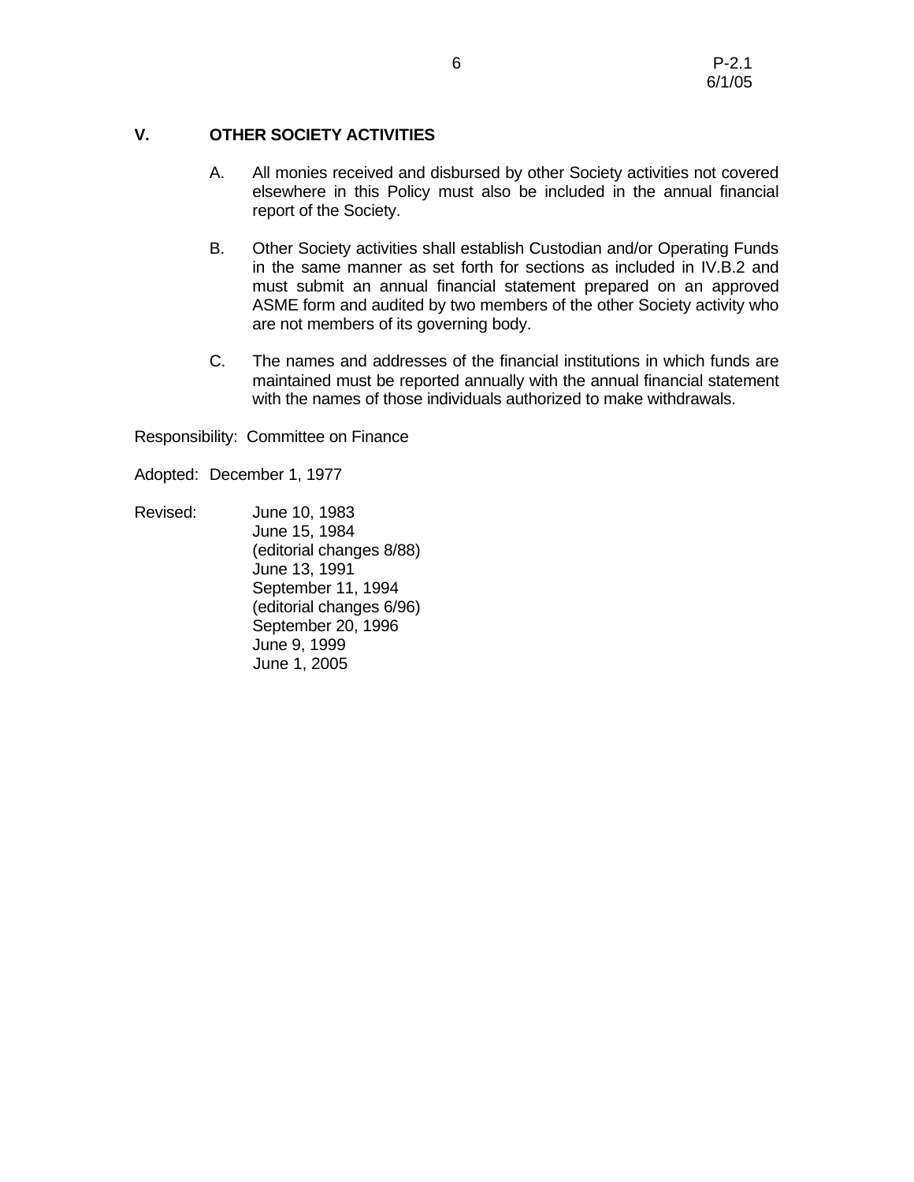## V. OTHER SOCIETY ACTIVITIES

A. All monies received and disbursed by other Society activities not covered elsewhere in this Policy must also be included in the annual financial report of the Society.

B. Other Society activities shall establish Custodian and/or Operating Funds in the same manner as set forth for sections as included in IV.B.2 and must submit an annual financial statement prepared on an approved ASME form and audited by two members of the other Society activity who are not members of its governing body.

C. The names and addresses of the financial institutions in which funds are maintained must be reported annually with the annual financial statement with the names of those individuals authorized to make withdrawals.

Responsibility: Committee on Finance

Adopted: December 1, 1977

Revised: June 10, 1983
June 15, 1984
(editorial changes 8/88)
June 13, 1991
September 11, 1994
(editorial changes 6/96)
September 20, 1996
June 9, 1999
June 1, 2005